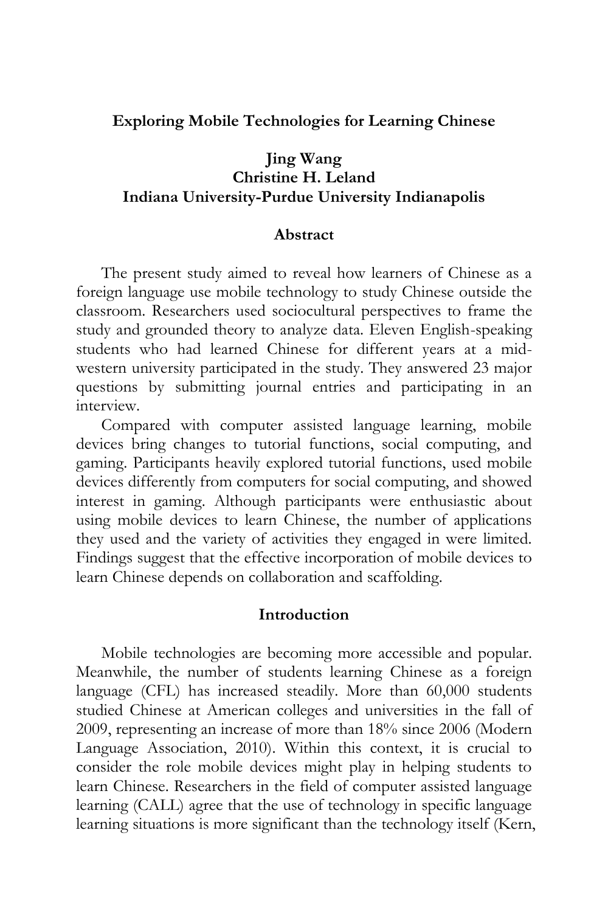# Exploring Mobile Technologies for Learning Chinese

**Jing Wang**
**Christine H. Leland**
**Indiana University-Purdue University Indianapolis**

## Abstract

The present study aimed to reveal how learners of Chinese as a foreign language use mobile technology to study Chinese outside the classroom. Researchers used sociocultural perspectives to frame the study and grounded theory to analyze data. Eleven English-speaking students who had learned Chinese for different years at a mid-western university participated in the study. They answered 23 major questions by submitting journal entries and participating in an interview.

Compared with computer assisted language learning, mobile devices bring changes to tutorial functions, social computing, and gaming. Participants heavily explored tutorial functions, used mobile devices differently from computers for social computing, and showed interest in gaming. Although participants were enthusiastic about using mobile devices to learn Chinese, the number of applications they used and the variety of activities they engaged in were limited. Findings suggest that the effective incorporation of mobile devices to learn Chinese depends on collaboration and scaffolding.

## Introduction

Mobile technologies are becoming more accessible and popular. Meanwhile, the number of students learning Chinese as a foreign language (CFL) has increased steadily. More than 60,000 students studied Chinese at American colleges and universities in the fall of 2009, representing an increase of more than 18% since 2006 (Modern Language Association, 2010). Within this context, it is crucial to consider the role mobile devices might play in helping students to learn Chinese. Researchers in the field of computer assisted language learning (CALL) agree that the use of technology in specific language learning situations is more significant than the technology itself (Kern,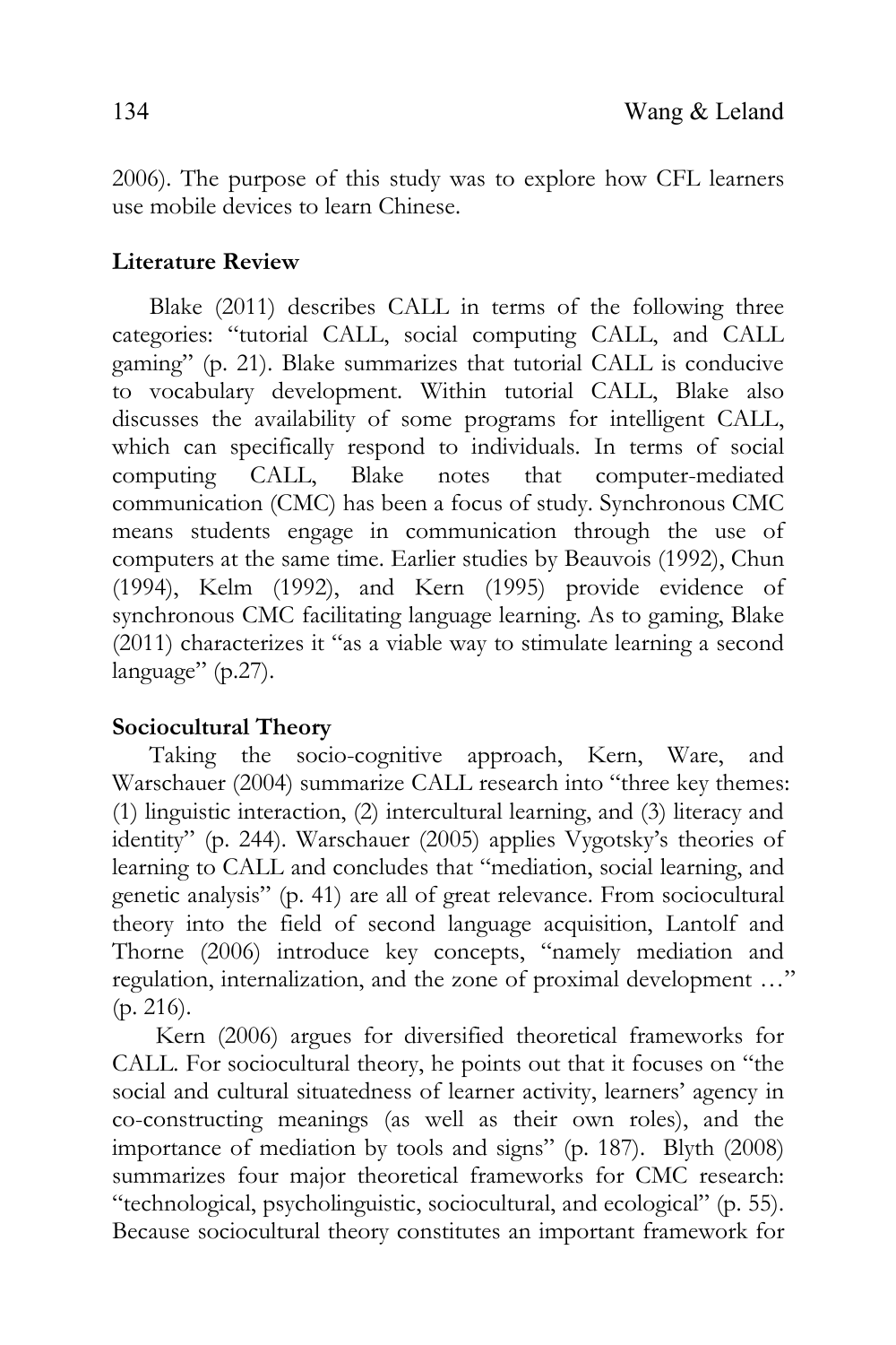2006). The purpose of this study was to explore how CFL learners use mobile devices to learn Chinese.

## Literature Review

Blake (2011) describes CALL in terms of the following three categories: "tutorial CALL, social computing CALL, and CALL gaming" (p. 21). Blake summarizes that tutorial CALL is conducive to vocabulary development. Within tutorial CALL, Blake also discusses the availability of some programs for intelligent CALL, which can specifically respond to individuals. In terms of social computing CALL, Blake notes that computer-mediated communication (CMC) has been a focus of study. Synchronous CMC means students engage in communication through the use of computers at the same time. Earlier studies by Beauvois (1992), Chun (1994), Kelm (1992), and Kern (1995) provide evidence of synchronous CMC facilitating language learning. As to gaming, Blake (2011) characterizes it "as a viable way to stimulate learning a second language" (p.27).

## Sociocultural Theory

Taking the socio-cognitive approach, Kern, Ware, and Warschauer (2004) summarize CALL research into "three key themes: (1) linguistic interaction, (2) intercultural learning, and (3) literacy and identity" (p. 244). Warschauer (2005) applies Vygotsky's theories of learning to CALL and concludes that "mediation, social learning, and genetic analysis" (p. 41) are all of great relevance. From sociocultural theory into the field of second language acquisition, Lantolf and Thorne (2006) introduce key concepts, "namely mediation and regulation, internalization, and the zone of proximal development …" (p. 216).

Kern (2006) argues for diversified theoretical frameworks for CALL. For sociocultural theory, he points out that it focuses on "the social and cultural situatedness of learner activity, learners' agency in co-constructing meanings (as well as their own roles), and the importance of mediation by tools and signs" (p. 187). Blyth (2008) summarizes four major theoretical frameworks for CMC research: "technological, psycholinguistic, sociocultural, and ecological" (p. 55). Because sociocultural theory constitutes an important framework for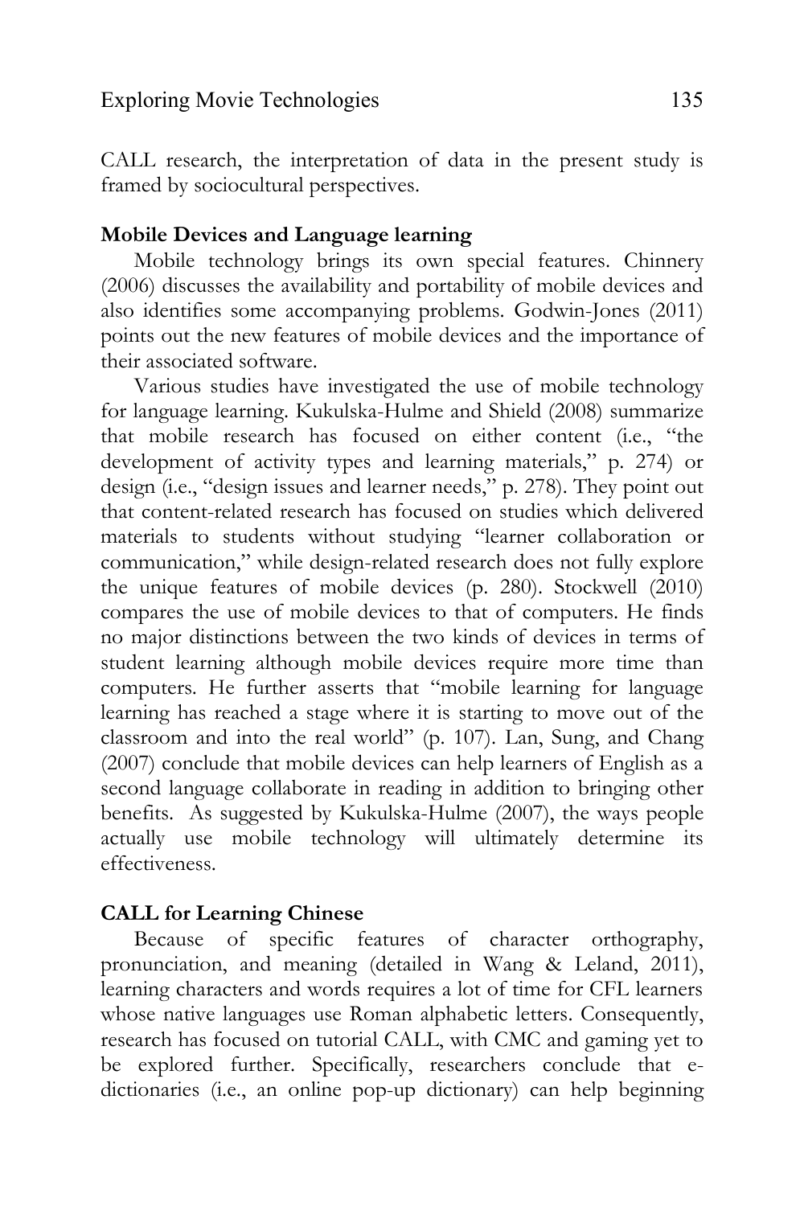CALL research, the interpretation of data in the present study is framed by sociocultural perspectives.

### Mobile Devices and Language learning

Mobile technology brings its own special features. Chinnery (2006) discusses the availability and portability of mobile devices and also identifies some accompanying problems. Godwin-Jones (2011) points out the new features of mobile devices and the importance of their associated software.

Various studies have investigated the use of mobile technology for language learning. Kukulska-Hulme and Shield (2008) summarize that mobile research has focused on either content (i.e., "the development of activity types and learning materials," p. 274) or design (i.e., "design issues and learner needs," p. 278). They point out that content-related research has focused on studies which delivered materials to students without studying "learner collaboration or communication," while design-related research does not fully explore the unique features of mobile devices (p. 280). Stockwell (2010) compares the use of mobile devices to that of computers. He finds no major distinctions between the two kinds of devices in terms of student learning although mobile devices require more time than computers. He further asserts that "mobile learning for language learning has reached a stage where it is starting to move out of the classroom and into the real world" (p. 107). Lan, Sung, and Chang (2007) conclude that mobile devices can help learners of English as a second language collaborate in reading in addition to bringing other benefits. As suggested by Kukulska-Hulme (2007), the ways people actually use mobile technology will ultimately determine its effectiveness.

### CALL for Learning Chinese

Because of specific features of character orthography, pronunciation, and meaning (detailed in Wang & Leland, 2011), learning characters and words requires a lot of time for CFL learners whose native languages use Roman alphabetic letters. Consequently, research has focused on tutorial CALL, with CMC and gaming yet to be explored further. Specifically, researchers conclude that e-dictionaries (i.e., an online pop-up dictionary) can help beginning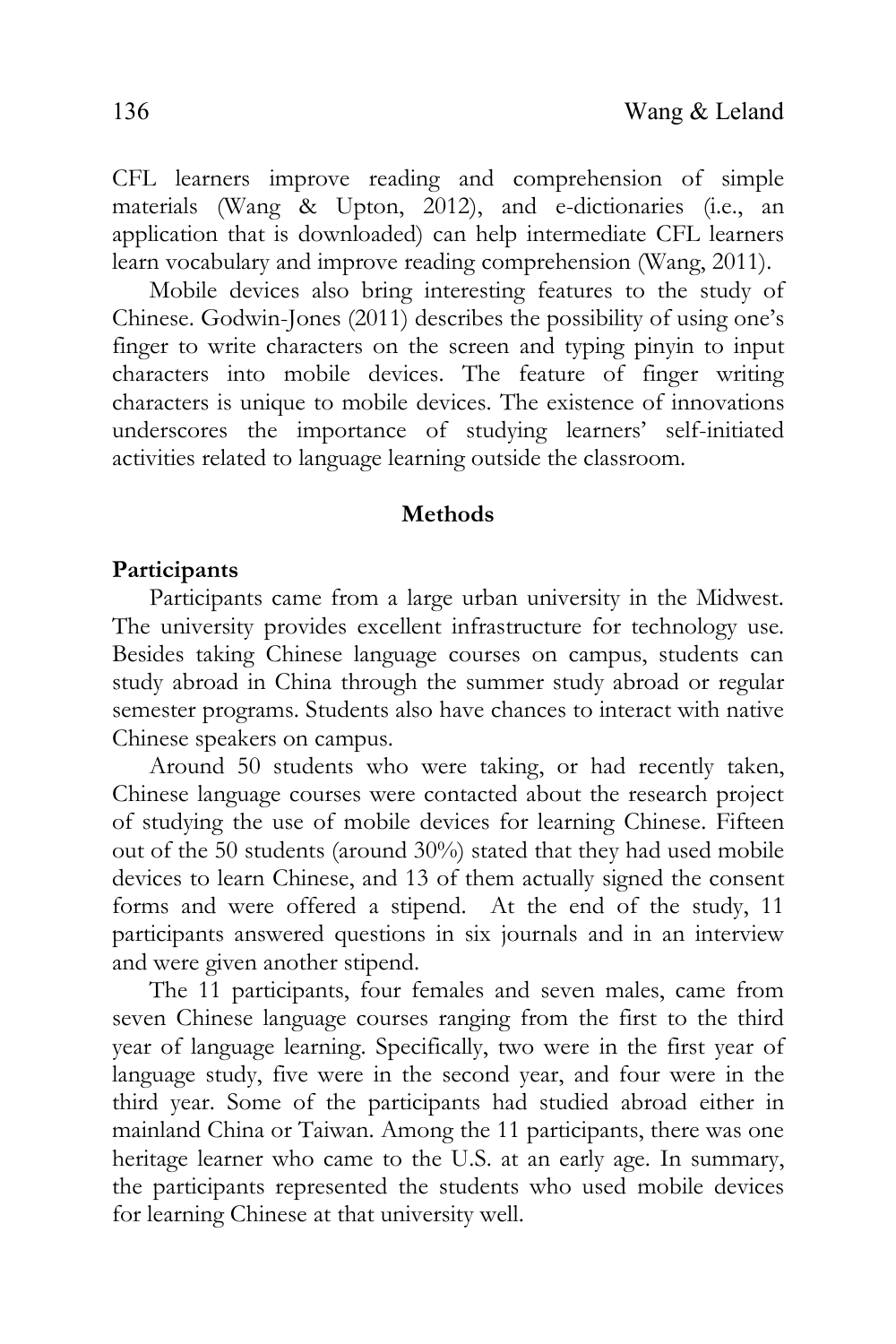CFL learners improve reading and comprehension of simple materials (Wang & Upton, 2012), and e-dictionaries (i.e., an application that is downloaded) can help intermediate CFL learners learn vocabulary and improve reading comprehension (Wang, 2011).

Mobile devices also bring interesting features to the study of Chinese. Godwin-Jones (2011) describes the possibility of using one's finger to write characters on the screen and typing pinyin to input characters into mobile devices. The feature of finger writing characters is unique to mobile devices. The existence of innovations underscores the importance of studying learners' self-initiated activities related to language learning outside the classroom.

## Methods

### Participants

Participants came from a large urban university in the Midwest. The university provides excellent infrastructure for technology use. Besides taking Chinese language courses on campus, students can study abroad in China through the summer study abroad or regular semester programs. Students also have chances to interact with native Chinese speakers on campus.

Around 50 students who were taking, or had recently taken, Chinese language courses were contacted about the research project of studying the use of mobile devices for learning Chinese. Fifteen out of the 50 students (around 30%) stated that they had used mobile devices to learn Chinese, and 13 of them actually signed the consent forms and were offered a stipend. At the end of the study, 11 participants answered questions in six journals and in an interview and were given another stipend.

The 11 participants, four females and seven males, came from seven Chinese language courses ranging from the first to the third year of language learning. Specifically, two were in the first year of language study, five were in the second year, and four were in the third year. Some of the participants had studied abroad either in mainland China or Taiwan. Among the 11 participants, there was one heritage learner who came to the U.S. at an early age. In summary, the participants represented the students who used mobile devices for learning Chinese at that university well.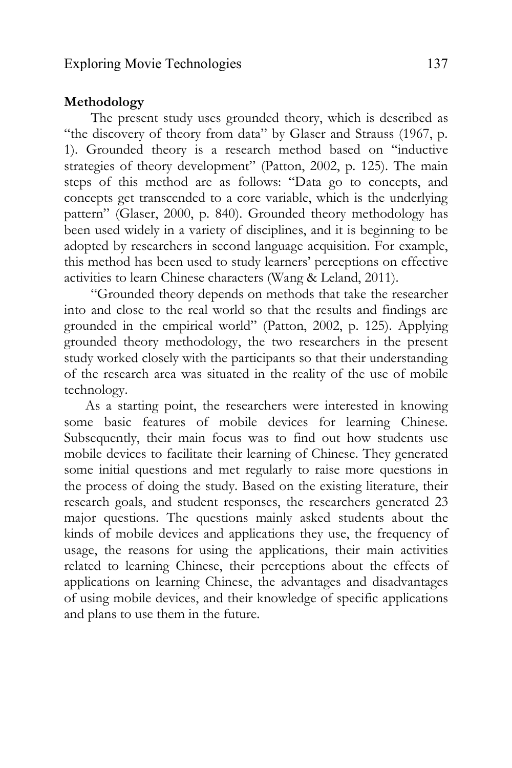## Methodology

The present study uses grounded theory, which is described as "the discovery of theory from data" by Glaser and Strauss (1967, p. 1). Grounded theory is a research method based on "inductive strategies of theory development" (Patton, 2002, p. 125). The main steps of this method are as follows: "Data go to concepts, and concepts get transcended to a core variable, which is the underlying pattern" (Glaser, 2000, p. 840). Grounded theory methodology has been used widely in a variety of disciplines, and it is beginning to be adopted by researchers in second language acquisition. For example, this method has been used to study learners' perceptions on effective activities to learn Chinese characters (Wang & Leland, 2011).

"Grounded theory depends on methods that take the researcher into and close to the real world so that the results and findings are grounded in the empirical world" (Patton, 2002, p. 125). Applying grounded theory methodology, the two researchers in the present study worked closely with the participants so that their understanding of the research area was situated in the reality of the use of mobile technology.

As a starting point, the researchers were interested in knowing some basic features of mobile devices for learning Chinese. Subsequently, their main focus was to find out how students use mobile devices to facilitate their learning of Chinese. They generated some initial questions and met regularly to raise more questions in the process of doing the study. Based on the existing literature, their research goals, and student responses, the researchers generated 23 major questions. The questions mainly asked students about the kinds of mobile devices and applications they use, the frequency of usage, the reasons for using the applications, their main activities related to learning Chinese, their perceptions about the effects of applications on learning Chinese, the advantages and disadvantages of using mobile devices, and their knowledge of specific applications and plans to use them in the future.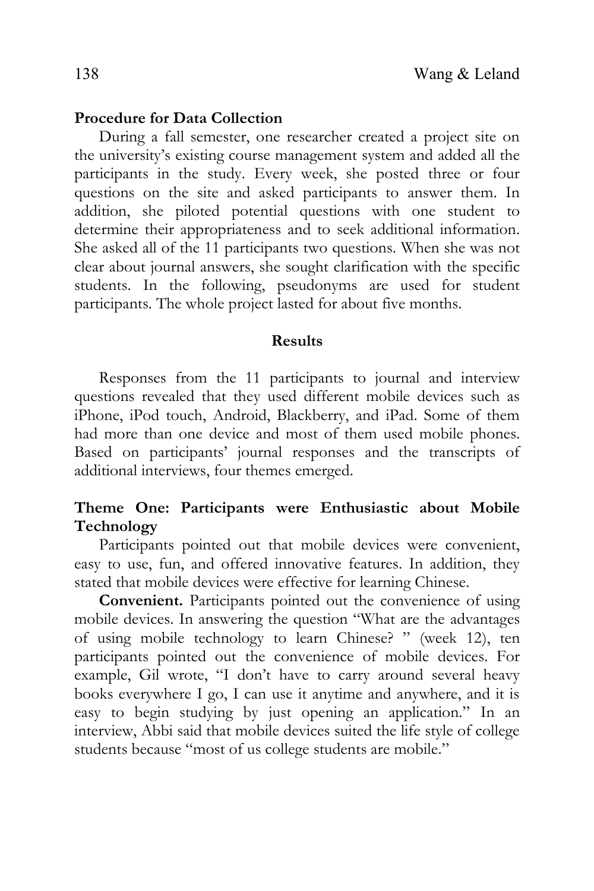**Procedure for Data Collection**

During a fall semester, one researcher created a project site on the university's existing course management system and added all the participants in the study. Every week, she posted three or four questions on the site and asked participants to answer them. In addition, she piloted potential questions with one student to determine their appropriateness and to seek additional information. She asked all of the 11 participants two questions. When she was not clear about journal answers, she sought clarification with the specific students. In the following, pseudonyms are used for student participants. The whole project lasted for about five months.

## Results

Responses from the 11 participants to journal and interview questions revealed that they used different mobile devices such as iPhone, iPod touch, Android, Blackberry, and iPad. Some of them had more than one device and most of them used mobile phones. Based on participants' journal responses and the transcripts of additional interviews, four themes emerged.

### Theme One: Participants were Enthusiastic about Mobile Technology

Participants pointed out that mobile devices were convenient, easy to use, fun, and offered innovative features. In addition, they stated that mobile devices were effective for learning Chinese.

**Convenient.** Participants pointed out the convenience of using mobile devices. In answering the question "What are the advantages of using mobile technology to learn Chinese? " (week 12), ten participants pointed out the convenience of mobile devices. For example, Gil wrote, "I don't have to carry around several heavy books everywhere I go, I can use it anytime and anywhere, and it is easy to begin studying by just opening an application." In an interview, Abbi said that mobile devices suited the life style of college students because "most of us college students are mobile."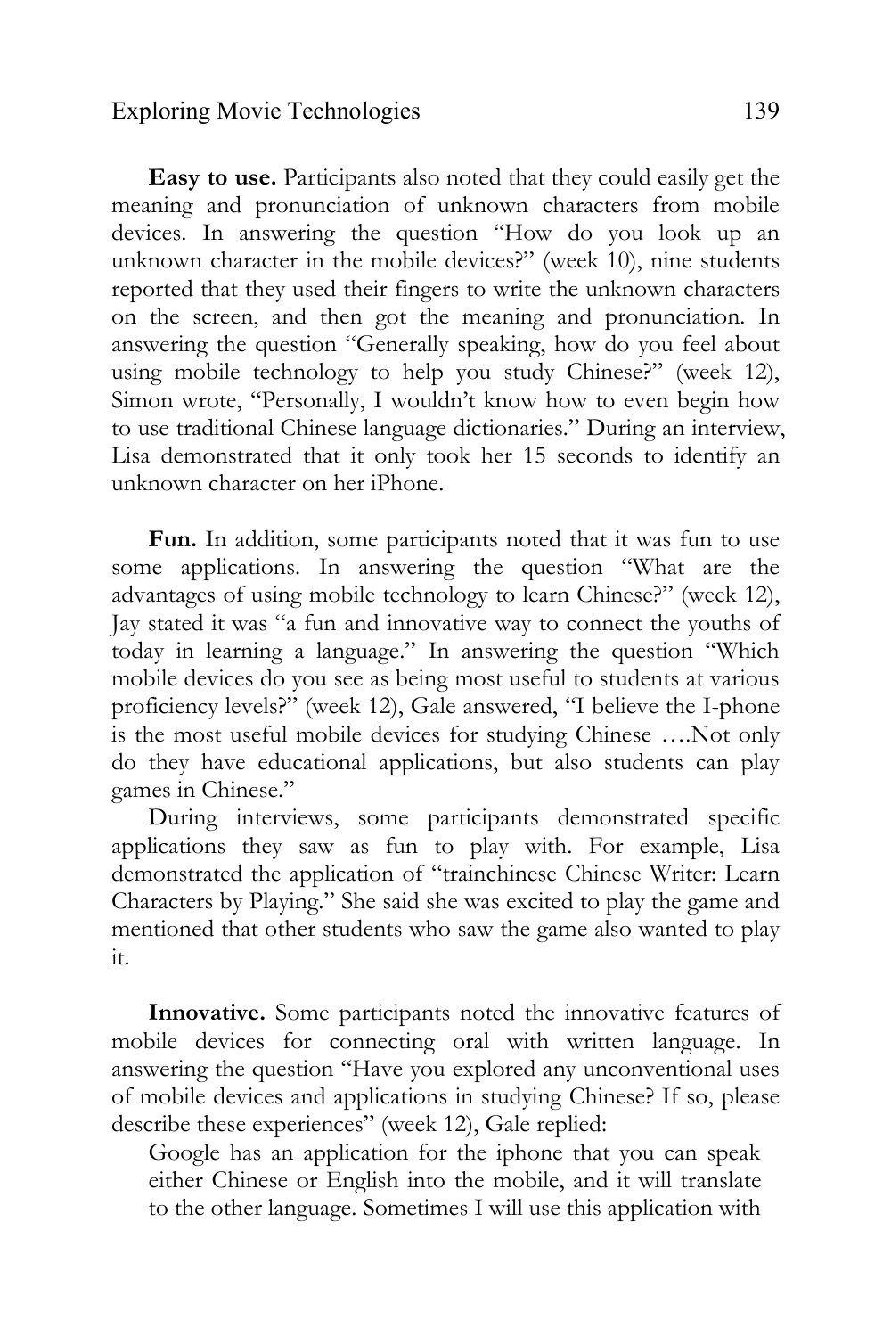**Easy to use.** Participants also noted that they could easily get the meaning and pronunciation of unknown characters from mobile devices. In answering the question "How do you look up an unknown character in the mobile devices?" (week 10), nine students reported that they used their fingers to write the unknown characters on the screen, and then got the meaning and pronunciation. In answering the question "Generally speaking, how do you feel about using mobile technology to help you study Chinese?" (week 12), Simon wrote, "Personally, I wouldn't know how to even begin how to use traditional Chinese language dictionaries." During an interview, Lisa demonstrated that it only took her 15 seconds to identify an unknown character on her iPhone.

**Fun.** In addition, some participants noted that it was fun to use some applications. In answering the question "What are the advantages of using mobile technology to learn Chinese?" (week 12), Jay stated it was "a fun and innovative way to connect the youths of today in learning a language." In answering the question "Which mobile devices do you see as being most useful to students at various proficiency levels?" (week 12), Gale answered, "I believe the I-phone is the most useful mobile devices for studying Chinese ….Not only do they have educational applications, but also students can play games in Chinese."

During interviews, some participants demonstrated specific applications they saw as fun to play with. For example, Lisa demonstrated the application of "trainchinese Chinese Writer: Learn Characters by Playing." She said she was excited to play the game and mentioned that other students who saw the game also wanted to play it.

**Innovative.** Some participants noted the innovative features of mobile devices for connecting oral with written language. In answering the question "Have you explored any unconventional uses of mobile devices and applications in studying Chinese? If so, please describe these experiences" (week 12), Gale replied:

> Google has an application for the iphone that you can speak either Chinese or English into the mobile, and it will translate to the other language. Sometimes I will use this application with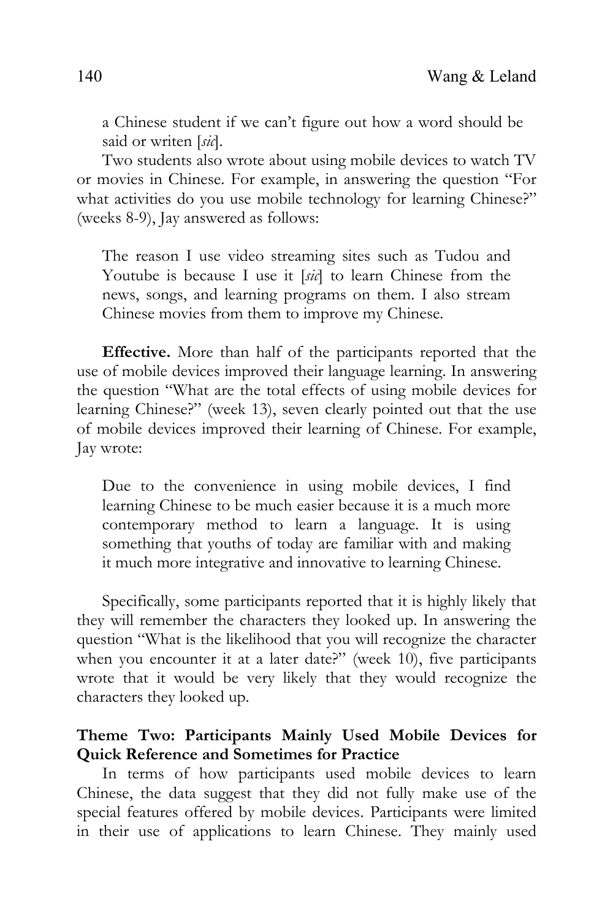> a Chinese student if we can't figure out how a word should be said or writen [*sic*].

Two students also wrote about using mobile devices to watch TV or movies in Chinese. For example, in answering the question "For what activities do you use mobile technology for learning Chinese?" (weeks 8-9), Jay answered as follows:

> The reason I use video streaming sites such as Tudou and Youtube is because I use it [*sic*] to learn Chinese from the news, songs, and learning programs on them. I also stream Chinese movies from them to improve my Chinese.

**Effective.** More than half of the participants reported that the use of mobile devices improved their language learning. In answering the question "What are the total effects of using mobile devices for learning Chinese?" (week 13), seven clearly pointed out that the use of mobile devices improved their learning of Chinese. For example, Jay wrote:

> Due to the convenience in using mobile devices, I find learning Chinese to be much easier because it is a much more contemporary method to learn a language. It is using something that youths of today are familiar with and making it much more integrative and innovative to learning Chinese.

Specifically, some participants reported that it is highly likely that they will remember the characters they looked up. In answering the question "What is the likelihood that you will recognize the character when you encounter it at a later date?" (week 10), five participants wrote that it would be very likely that they would recognize the characters they looked up.

### Theme Two: Participants Mainly Used Mobile Devices for Quick Reference and Sometimes for Practice

In terms of how participants used mobile devices to learn Chinese, the data suggest that they did not fully make use of the special features offered by mobile devices. Participants were limited in their use of applications to learn Chinese. They mainly used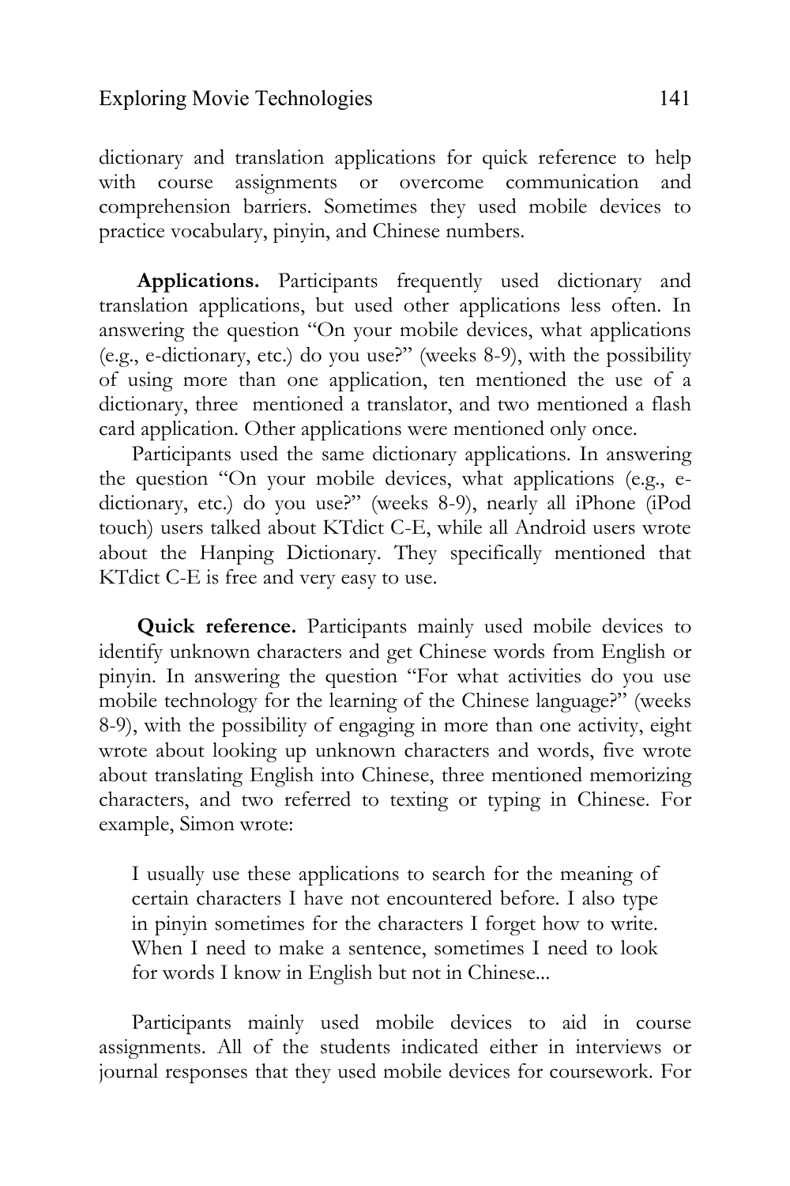dictionary and translation applications for quick reference to help with course assignments or overcome communication and comprehension barriers. Sometimes they used mobile devices to practice vocabulary, pinyin, and Chinese numbers.

**Applications.** Participants frequently used dictionary and translation applications, but used other applications less often. In answering the question "On your mobile devices, what applications (e.g., e-dictionary, etc.) do you use?" (weeks 8-9), with the possibility of using more than one application, ten mentioned the use of a dictionary, three mentioned a translator, and two mentioned a flash card application. Other applications were mentioned only once.

Participants used the same dictionary applications. In answering the question "On your mobile devices, what applications (e.g., e-dictionary, etc.) do you use?" (weeks 8-9), nearly all iPhone (iPod touch) users talked about KTdict C-E, while all Android users wrote about the Hanping Dictionary. They specifically mentioned that KTdict C-E is free and very easy to use.

**Quick reference.** Participants mainly used mobile devices to identify unknown characters and get Chinese words from English or pinyin. In answering the question "For what activities do you use mobile technology for the learning of the Chinese language?" (weeks 8-9), with the possibility of engaging in more than one activity, eight wrote about looking up unknown characters and words, five wrote about translating English into Chinese, three mentioned memorizing characters, and two referred to texting or typing in Chinese. For example, Simon wrote:

> I usually use these applications to search for the meaning of certain characters I have not encountered before. I also type in pinyin sometimes for the characters I forget how to write. When I need to make a sentence, sometimes I need to look for words I know in English but not in Chinese...

Participants mainly used mobile devices to aid in course assignments. All of the students indicated either in interviews or journal responses that they used mobile devices for coursework. For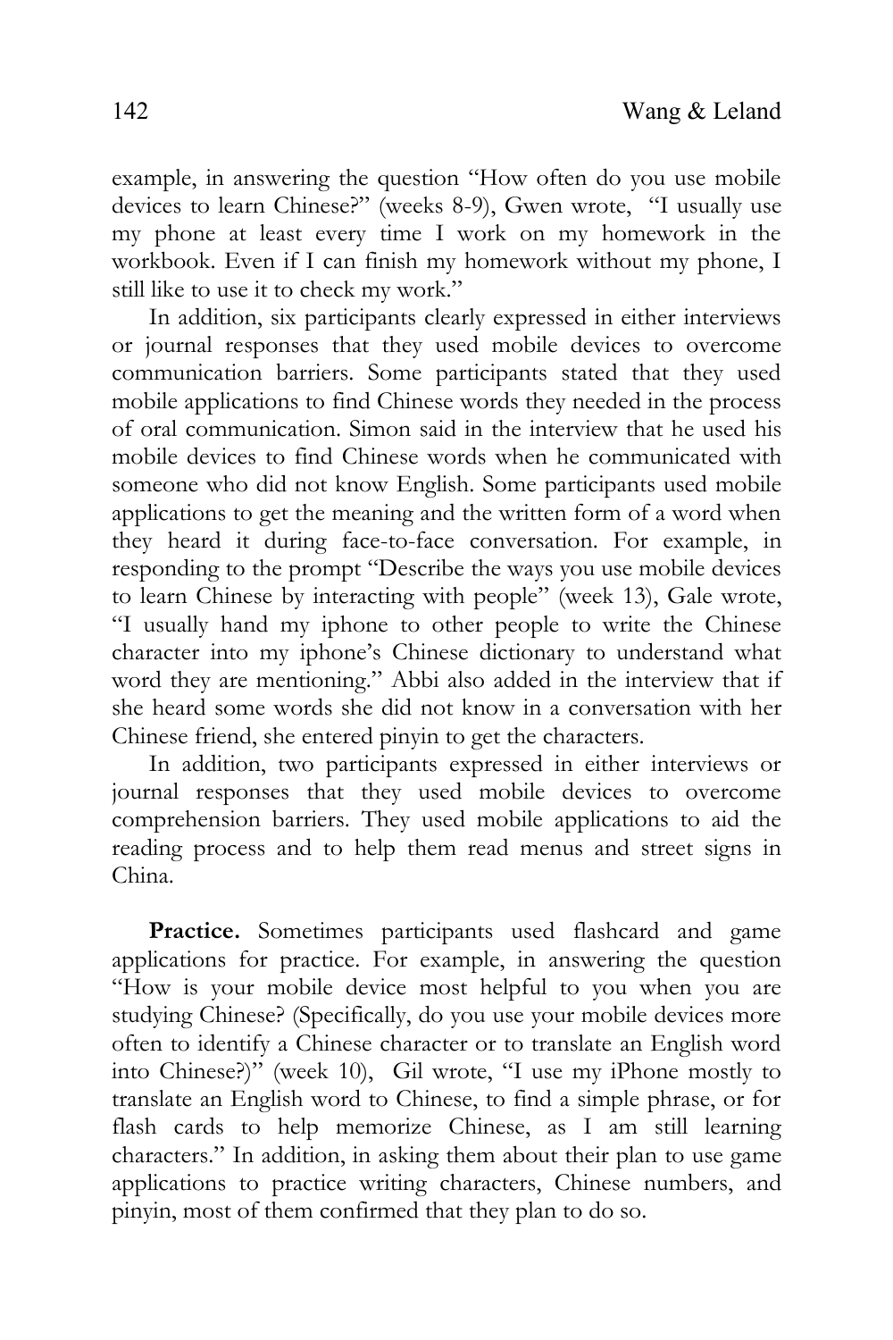example, in answering the question "How often do you use mobile devices to learn Chinese?" (weeks 8-9), Gwen wrote, "I usually use my phone at least every time I work on my homework in the workbook. Even if I can finish my homework without my phone, I still like to use it to check my work."

In addition, six participants clearly expressed in either interviews or journal responses that they used mobile devices to overcome communication barriers. Some participants stated that they used mobile applications to find Chinese words they needed in the process of oral communication. Simon said in the interview that he used his mobile devices to find Chinese words when he communicated with someone who did not know English. Some participants used mobile applications to get the meaning and the written form of a word when they heard it during face-to-face conversation. For example, in responding to the prompt "Describe the ways you use mobile devices to learn Chinese by interacting with people" (week 13), Gale wrote, "I usually hand my iphone to other people to write the Chinese character into my iphone's Chinese dictionary to understand what word they are mentioning." Abbi also added in the interview that if she heard some words she did not know in a conversation with her Chinese friend, she entered pinyin to get the characters.

In addition, two participants expressed in either interviews or journal responses that they used mobile devices to overcome comprehension barriers. They used mobile applications to aid the reading process and to help them read menus and street signs in China.

**Practice.** Sometimes participants used flashcard and game applications for practice. For example, in answering the question "How is your mobile device most helpful to you when you are studying Chinese? (Specifically, do you use your mobile devices more often to identify a Chinese character or to translate an English word into Chinese?)" (week 10), Gil wrote, "I use my iPhone mostly to translate an English word to Chinese, to find a simple phrase, or for flash cards to help memorize Chinese, as I am still learning characters." In addition, in asking them about their plan to use game applications to practice writing characters, Chinese numbers, and pinyin, most of them confirmed that they plan to do so.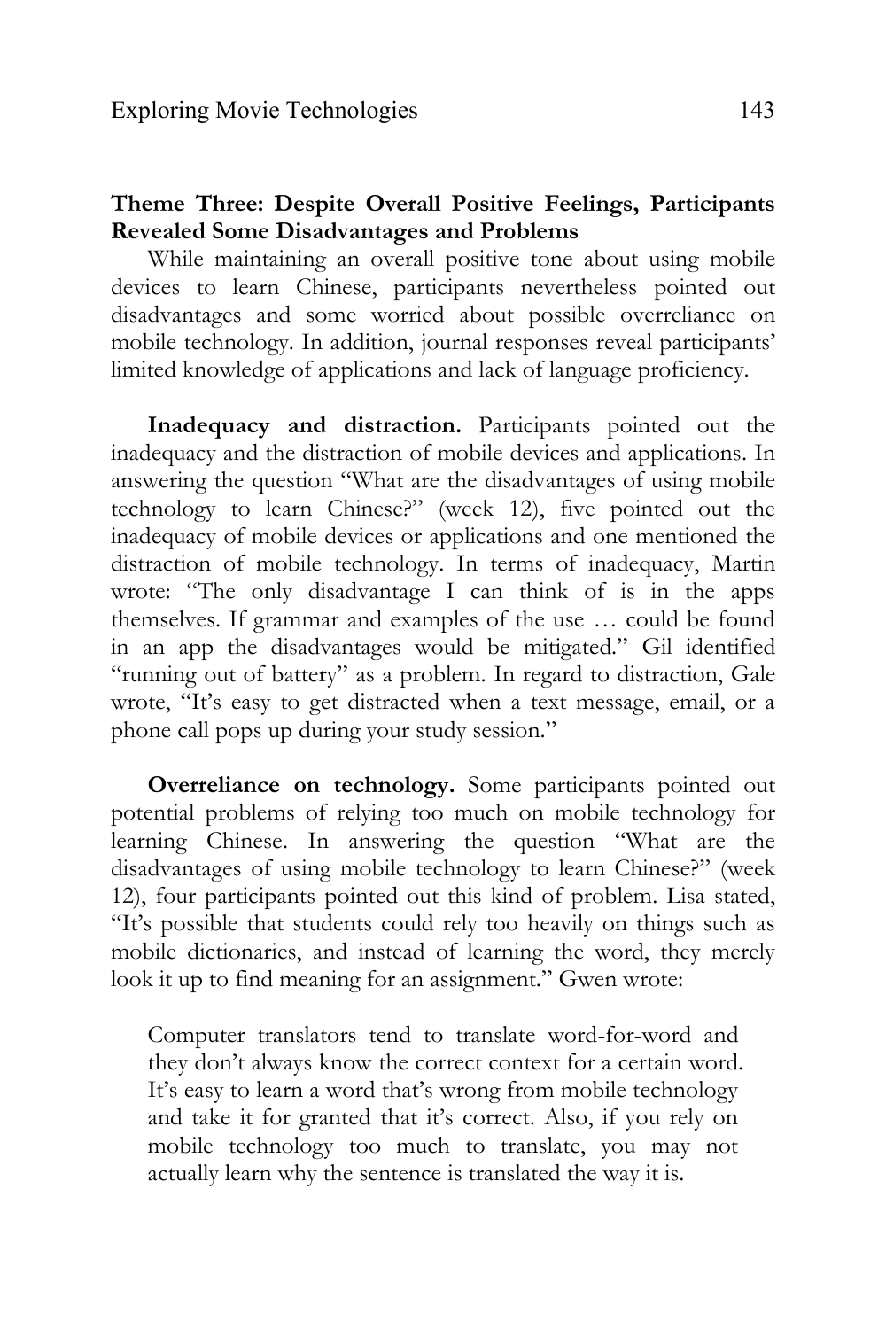**Theme Three: Despite Overall Positive Feelings, Participants Revealed Some Disadvantages and Problems**

While maintaining an overall positive tone about using mobile devices to learn Chinese, participants nevertheless pointed out disadvantages and some worried about possible overreliance on mobile technology. In addition, journal responses reveal participants' limited knowledge of applications and lack of language proficiency.

**Inadequacy and distraction.** Participants pointed out the inadequacy and the distraction of mobile devices and applications. In answering the question "What are the disadvantages of using mobile technology to learn Chinese?" (week 12), five pointed out the inadequacy of mobile devices or applications and one mentioned the distraction of mobile technology. In terms of inadequacy, Martin wrote: "The only disadvantage I can think of is in the apps themselves. If grammar and examples of the use … could be found in an app the disadvantages would be mitigated." Gil identified "running out of battery" as a problem. In regard to distraction, Gale wrote, "It's easy to get distracted when a text message, email, or a phone call pops up during your study session."

**Overreliance on technology.** Some participants pointed out potential problems of relying too much on mobile technology for learning Chinese. In answering the question "What are the disadvantages of using mobile technology to learn Chinese?" (week 12), four participants pointed out this kind of problem. Lisa stated, "It's possible that students could rely too heavily on things such as mobile dictionaries, and instead of learning the word, they merely look it up to find meaning for an assignment." Gwen wrote:

> Computer translators tend to translate word-for-word and they don't always know the correct context for a certain word. It's easy to learn a word that's wrong from mobile technology and take it for granted that it's correct. Also, if you rely on mobile technology too much to translate, you may not actually learn why the sentence is translated the way it is.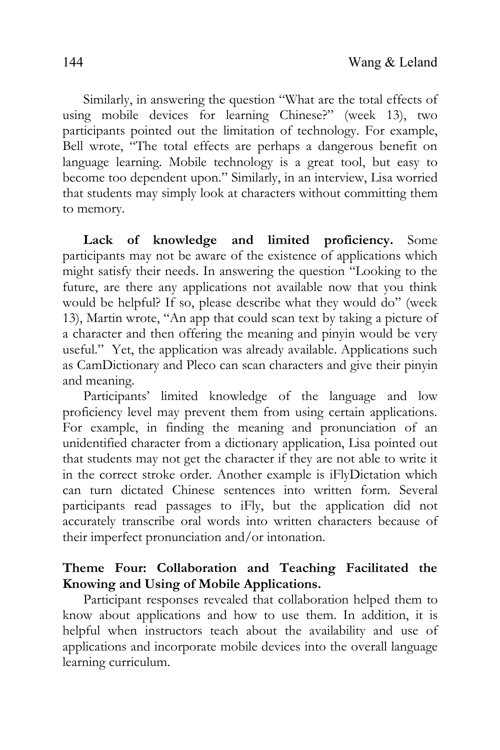Similarly, in answering the question "What are the total effects of using mobile devices for learning Chinese?" (week 13), two participants pointed out the limitation of technology. For example, Bell wrote, "The total effects are perhaps a dangerous benefit on language learning. Mobile technology is a great tool, but easy to become too dependent upon." Similarly, in an interview, Lisa worried that students may simply look at characters without committing them to memory.

**Lack of knowledge and limited proficiency.** Some participants may not be aware of the existence of applications which might satisfy their needs. In answering the question "Looking to the future, are there any applications not available now that you think would be helpful? If so, please describe what they would do" (week 13), Martin wrote, "An app that could scan text by taking a picture of a character and then offering the meaning and pinyin would be very useful." Yet, the application was already available. Applications such as CamDictionary and Pleco can scan characters and give their pinyin and meaning.

Participants' limited knowledge of the language and low proficiency level may prevent them from using certain applications. For example, in finding the meaning and pronunciation of an unidentified character from a dictionary application, Lisa pointed out that students may not get the character if they are not able to write it in the correct stroke order. Another example is iFlyDictation which can turn dictated Chinese sentences into written form. Several participants read passages to iFly, but the application did not accurately transcribe oral words into written characters because of their imperfect pronunciation and/or intonation.

### Theme Four: Collaboration and Teaching Facilitated the Knowing and Using of Mobile Applications.

Participant responses revealed that collaboration helped them to know about applications and how to use them. In addition, it is helpful when instructors teach about the availability and use of applications and incorporate mobile devices into the overall language learning curriculum.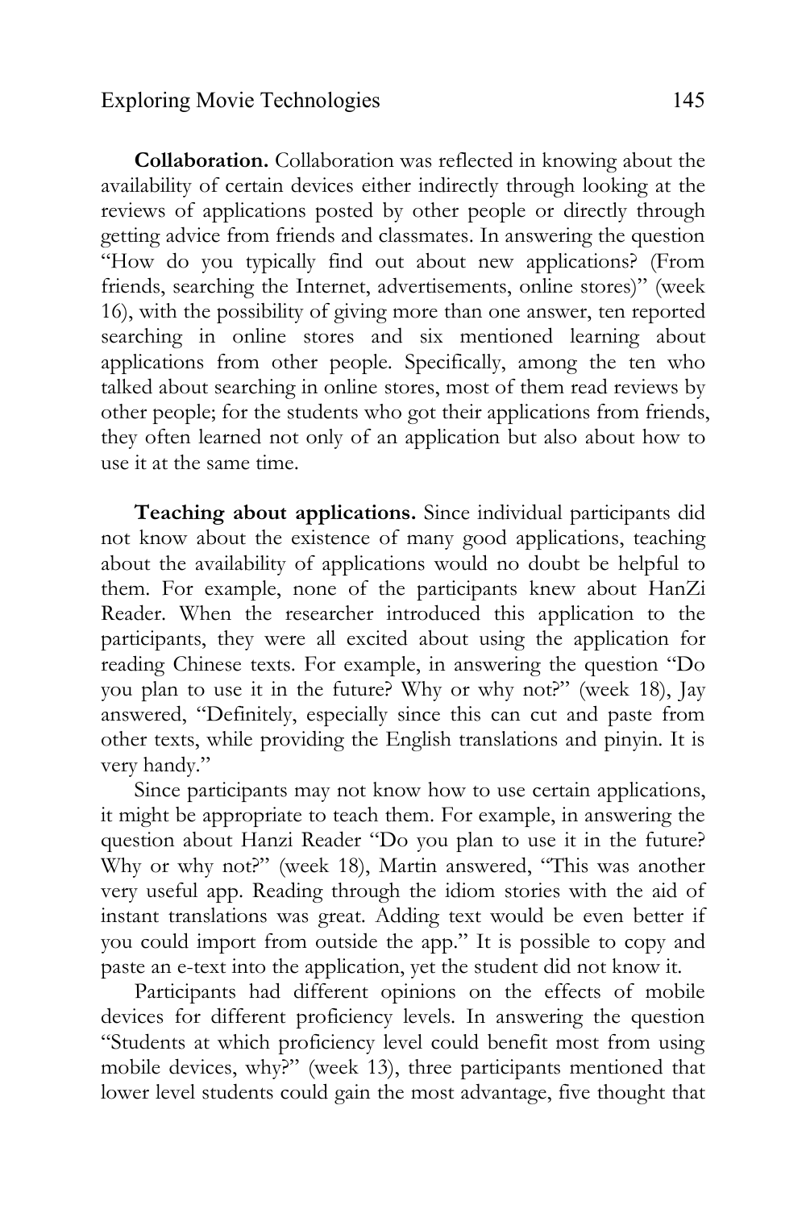**Collaboration.** Collaboration was reflected in knowing about the availability of certain devices either indirectly through looking at the reviews of applications posted by other people or directly through getting advice from friends and classmates. In answering the question "How do you typically find out about new applications? (From friends, searching the Internet, advertisements, online stores)" (week 16), with the possibility of giving more than one answer, ten reported searching in online stores and six mentioned learning about applications from other people. Specifically, among the ten who talked about searching in online stores, most of them read reviews by other people; for the students who got their applications from friends, they often learned not only of an application but also about how to use it at the same time.

**Teaching about applications.** Since individual participants did not know about the existence of many good applications, teaching about the availability of applications would no doubt be helpful to them. For example, none of the participants knew about HanZi Reader. When the researcher introduced this application to the participants, they were all excited about using the application for reading Chinese texts. For example, in answering the question "Do you plan to use it in the future? Why or why not?" (week 18), Jay answered, "Definitely, especially since this can cut and paste from other texts, while providing the English translations and pinyin. It is very handy."

Since participants may not know how to use certain applications, it might be appropriate to teach them. For example, in answering the question about Hanzi Reader "Do you plan to use it in the future? Why or why not?" (week 18), Martin answered, "This was another very useful app. Reading through the idiom stories with the aid of instant translations was great. Adding text would be even better if you could import from outside the app." It is possible to copy and paste an e-text into the application, yet the student did not know it.

Participants had different opinions on the effects of mobile devices for different proficiency levels. In answering the question "Students at which proficiency level could benefit most from using mobile devices, why?" (week 13), three participants mentioned that lower level students could gain the most advantage, five thought that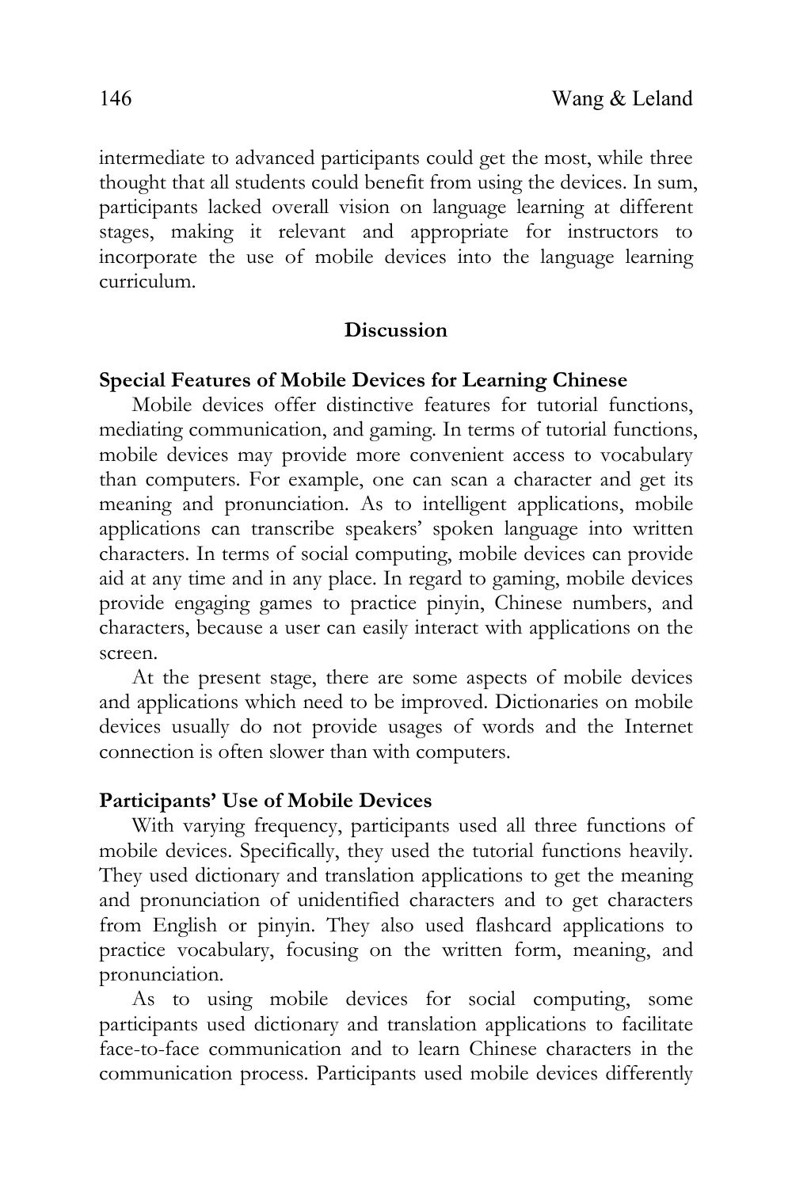intermediate to advanced participants could get the most, while three thought that all students could benefit from using the devices. In sum, participants lacked overall vision on language learning at different stages, making it relevant and appropriate for instructors to incorporate the use of mobile devices into the language learning curriculum.

## Discussion

### Special Features of Mobile Devices for Learning Chinese

Mobile devices offer distinctive features for tutorial functions, mediating communication, and gaming. In terms of tutorial functions, mobile devices may provide more convenient access to vocabulary than computers. For example, one can scan a character and get its meaning and pronunciation. As to intelligent applications, mobile applications can transcribe speakers' spoken language into written characters. In terms of social computing, mobile devices can provide aid at any time and in any place. In regard to gaming, mobile devices provide engaging games to practice pinyin, Chinese numbers, and characters, because a user can easily interact with applications on the screen.

At the present stage, there are some aspects of mobile devices and applications which need to be improved. Dictionaries on mobile devices usually do not provide usages of words and the Internet connection is often slower than with computers.

### Participants' Use of Mobile Devices

With varying frequency, participants used all three functions of mobile devices. Specifically, they used the tutorial functions heavily. They used dictionary and translation applications to get the meaning and pronunciation of unidentified characters and to get characters from English or pinyin. They also used flashcard applications to practice vocabulary, focusing on the written form, meaning, and pronunciation.

As to using mobile devices for social computing, some participants used dictionary and translation applications to facilitate face-to-face communication and to learn Chinese characters in the communication process. Participants used mobile devices differently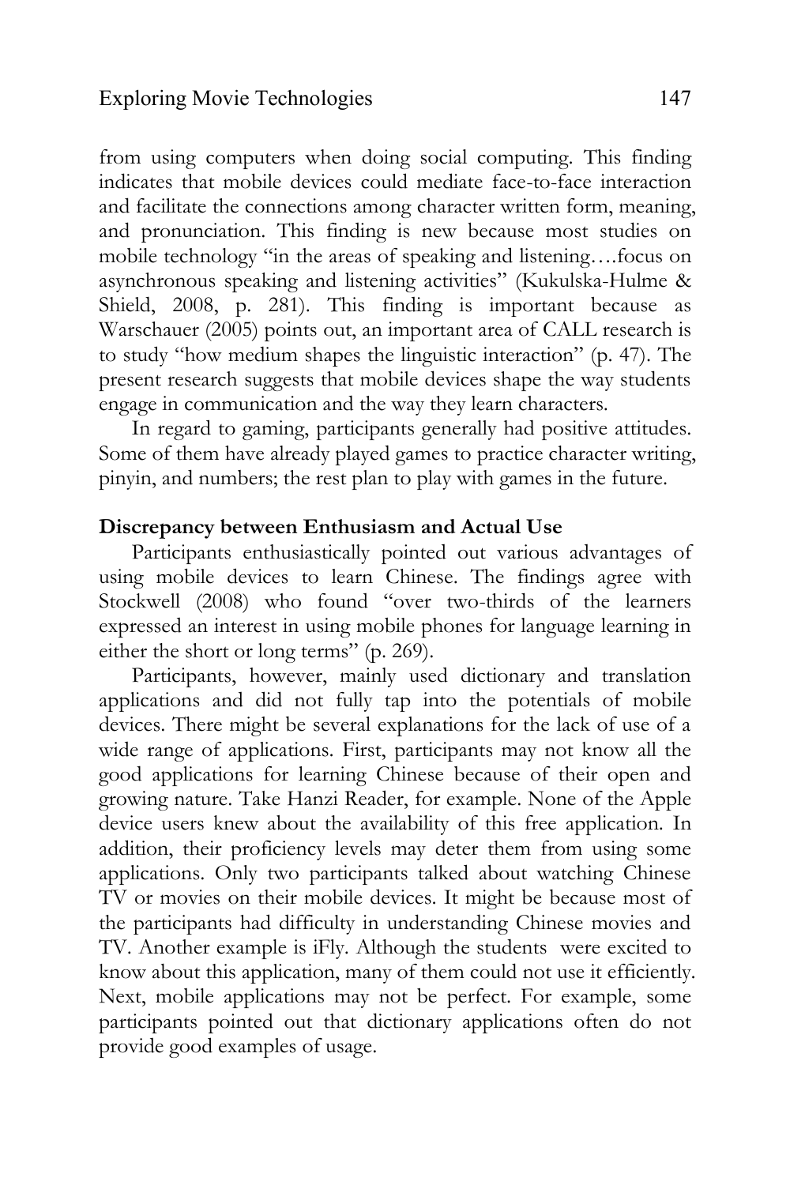from using computers when doing social computing. This finding indicates that mobile devices could mediate face-to-face interaction and facilitate the connections among character written form, meaning, and pronunciation. This finding is new because most studies on mobile technology "in the areas of speaking and listening….focus on asynchronous speaking and listening activities" (Kukulska-Hulme & Shield, 2008, p. 281). This finding is important because as Warschauer (2005) points out, an important area of CALL research is to study "how medium shapes the linguistic interaction" (p. 47). The present research suggests that mobile devices shape the way students engage in communication and the way they learn characters.

In regard to gaming, participants generally had positive attitudes. Some of them have already played games to practice character writing, pinyin, and numbers; the rest plan to play with games in the future.

**Discrepancy between Enthusiasm and Actual Use**

Participants enthusiastically pointed out various advantages of using mobile devices to learn Chinese. The findings agree with Stockwell (2008) who found "over two-thirds of the learners expressed an interest in using mobile phones for language learning in either the short or long terms" (p. 269).

Participants, however, mainly used dictionary and translation applications and did not fully tap into the potentials of mobile devices. There might be several explanations for the lack of use of a wide range of applications. First, participants may not know all the good applications for learning Chinese because of their open and growing nature. Take Hanzi Reader, for example. None of the Apple device users knew about the availability of this free application. In addition, their proficiency levels may deter them from using some applications. Only two participants talked about watching Chinese TV or movies on their mobile devices. It might be because most of the participants had difficulty in understanding Chinese movies and TV. Another example is iFly. Although the students were excited to know about this application, many of them could not use it efficiently. Next, mobile applications may not be perfect. For example, some participants pointed out that dictionary applications often do not provide good examples of usage.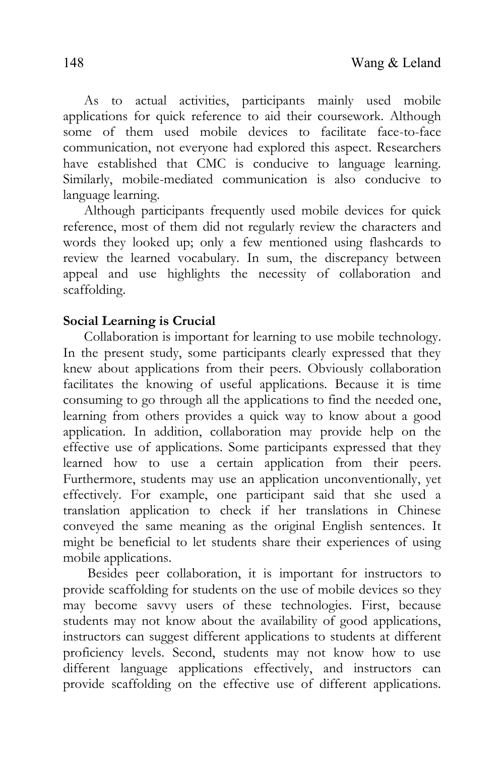As to actual activities, participants mainly used mobile applications for quick reference to aid their coursework. Although some of them used mobile devices to facilitate face-to-face communication, not everyone had explored this aspect. Researchers have established that CMC is conducive to language learning. Similarly, mobile-mediated communication is also conducive to language learning.

Although participants frequently used mobile devices for quick reference, most of them did not regularly review the characters and words they looked up; only a few mentioned using flashcards to review the learned vocabulary. In sum, the discrepancy between appeal and use highlights the necessity of collaboration and scaffolding.

**Social Learning is Crucial**

Collaboration is important for learning to use mobile technology. In the present study, some participants clearly expressed that they knew about applications from their peers. Obviously collaboration facilitates the knowing of useful applications. Because it is time consuming to go through all the applications to find the needed one, learning from others provides a quick way to know about a good application. In addition, collaboration may provide help on the effective use of applications. Some participants expressed that they learned how to use a certain application from their peers. Furthermore, students may use an application unconventionally, yet effectively. For example, one participant said that she used a translation application to check if her translations in Chinese conveyed the same meaning as the original English sentences. It might be beneficial to let students share their experiences of using mobile applications.

Besides peer collaboration, it is important for instructors to provide scaffolding for students on the use of mobile devices so they may become savvy users of these technologies. First, because students may not know about the availability of good applications, instructors can suggest different applications to students at different proficiency levels. Second, students may not know how to use different language applications effectively, and instructors can provide scaffolding on the effective use of different applications.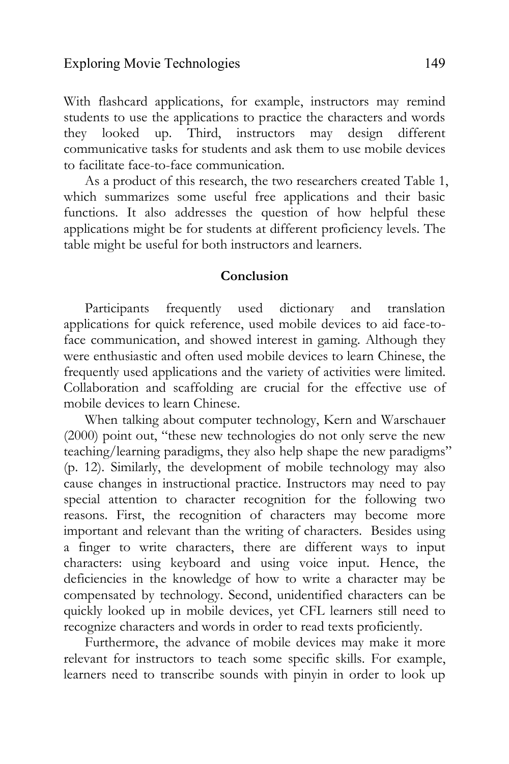With flashcard applications, for example, instructors may remind students to use the applications to practice the characters and words they looked up. Third, instructors may design different communicative tasks for students and ask them to use mobile devices to facilitate face-to-face communication.

As a product of this research, the two researchers created Table 1, which summarizes some useful free applications and their basic functions. It also addresses the question of how helpful these applications might be for students at different proficiency levels. The table might be useful for both instructors and learners.

## Conclusion

Participants frequently used dictionary and translation applications for quick reference, used mobile devices to aid face-to-face communication, and showed interest in gaming. Although they were enthusiastic and often used mobile devices to learn Chinese, the frequently used applications and the variety of activities were limited. Collaboration and scaffolding are crucial for the effective use of mobile devices to learn Chinese.

When talking about computer technology, Kern and Warschauer (2000) point out, "these new technologies do not only serve the new teaching/learning paradigms, they also help shape the new paradigms" (p. 12). Similarly, the development of mobile technology may also cause changes in instructional practice. Instructors may need to pay special attention to character recognition for the following two reasons. First, the recognition of characters may become more important and relevant than the writing of characters. Besides using a finger to write characters, there are different ways to input characters: using keyboard and using voice input. Hence, the deficiencies in the knowledge of how to write a character may be compensated by technology. Second, unidentified characters can be quickly looked up in mobile devices, yet CFL learners still need to recognize characters and words in order to read texts proficiently.

Furthermore, the advance of mobile devices may make it more relevant for instructors to teach some specific skills. For example, learners need to transcribe sounds with pinyin in order to look up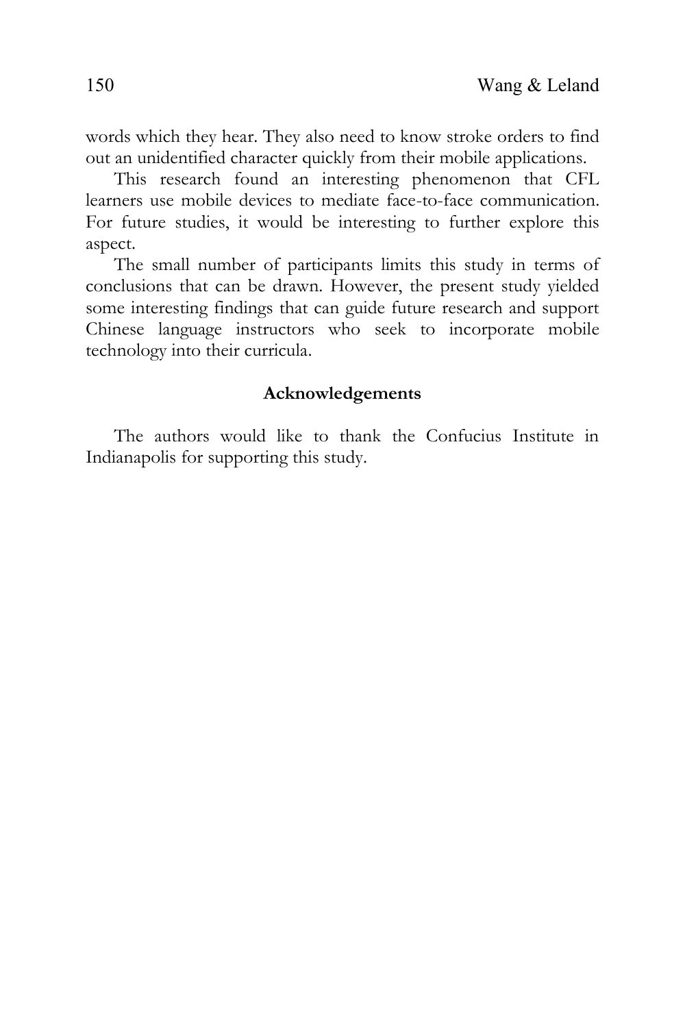words which they hear. They also need to know stroke orders to find out an unidentified character quickly from their mobile applications.

This research found an interesting phenomenon that CFL learners use mobile devices to mediate face-to-face communication. For future studies, it would be interesting to further explore this aspect.

The small number of participants limits this study in terms of conclusions that can be drawn. However, the present study yielded some interesting findings that can guide future research and support Chinese language instructors who seek to incorporate mobile technology into their curricula.

## Acknowledgements

The authors would like to thank the Confucius Institute in Indianapolis for supporting this study.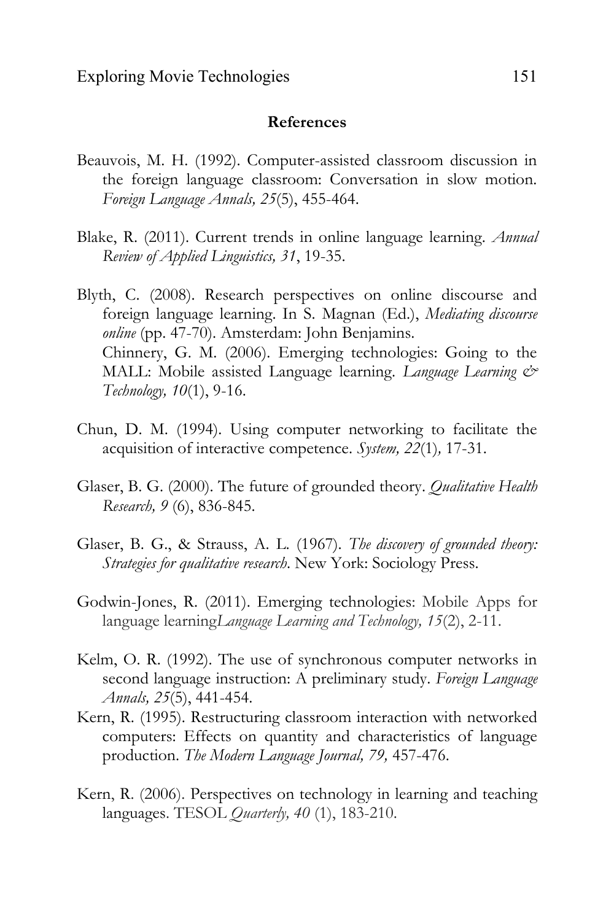## References

Beauvois, M. H. (1992). Computer-assisted classroom discussion in the foreign language classroom: Conversation in slow motion. *Foreign Language Annals, 25*(5), 455-464.

Blake, R. (2011). Current trends in online language learning. *Annual Review of Applied Linguistics, 31*, 19-35.

Blyth, C. (2008). Research perspectives on online discourse and foreign language learning. In S. Magnan (Ed.), *Mediating discourse online* (pp. 47-70). Amsterdam: John Benjamins.
Chinnery, G. M. (2006). Emerging technologies: Going to the MALL: Mobile assisted Language learning. *Language Learning & Technology, 10*(1), 9-16.

Chun, D. M. (1994). Using computer networking to facilitate the acquisition of interactive competence. *System, 22*(1)*,* 17-31.

Glaser, B. G. (2000). The future of grounded theory. *Qualitative Health Research, 9* (6), 836-845.

Glaser, B. G., & Strauss, A. L. (1967). *The discovery of grounded theory: Strategies for qualitative research*. New York: Sociology Press.

Godwin-Jones, R. (2011). Emerging technologies: Mobile Apps for language learning*Language Learning and Technology, 15*(2), 2-11.

Kelm, O. R. (1992). The use of synchronous computer networks in second language instruction: A preliminary study. *Foreign Language Annals, 25*(5), 441-454.
Kern, R. (1995). Restructuring classroom interaction with networked computers: Effects on quantity and characteristics of language production. *The Modern Language Journal, 79,* 457-476.

Kern, R. (2006). Perspectives on technology in learning and teaching languages. TESOL *Quarterly, 40* (1), 183-210.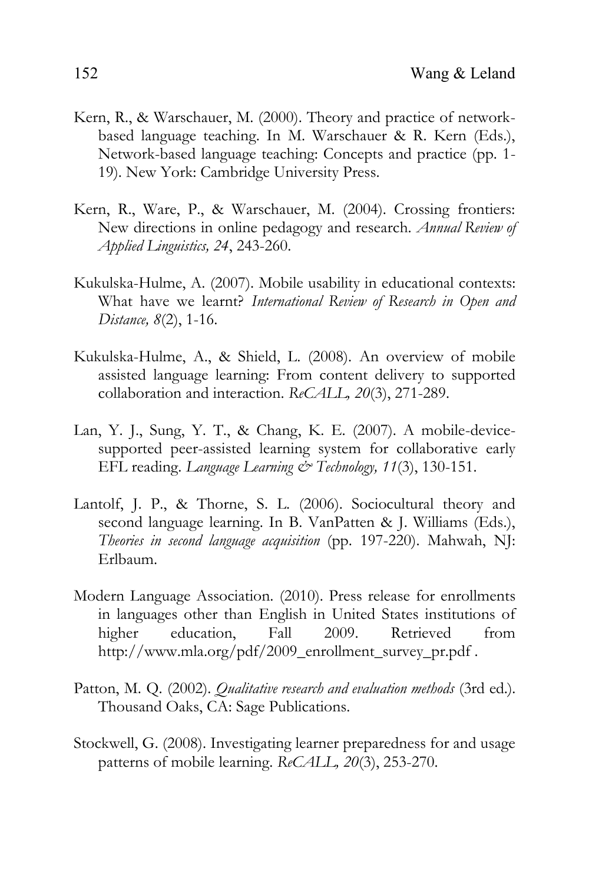Kern, R., & Warschauer, M. (2000). Theory and practice of network-based language teaching. In M. Warschauer & R. Kern (Eds.), Network-based language teaching: Concepts and practice (pp. 1-19). New York: Cambridge University Press.

Kern, R., Ware, P., & Warschauer, M. (2004). Crossing frontiers: New directions in online pedagogy and research. *Annual Review of Applied Linguistics, 24*, 243-260.

Kukulska-Hulme, A. (2007). Mobile usability in educational contexts: What have we learnt? *International Review of Research in Open and Distance, 8*(2), 1-16.

Kukulska-Hulme, A., & Shield, L. (2008). An overview of mobile assisted language learning: From content delivery to supported collaboration and interaction. *ReCALL, 20*(3), 271-289.

Lan, Y. J., Sung, Y. T., & Chang, K. E. (2007). A mobile-device-supported peer-assisted learning system for collaborative early EFL reading. *Language Learning & Technology, 11*(3), 130-151.

Lantolf, J. P., & Thorne, S. L. (2006). Sociocultural theory and second language learning. In B. VanPatten & J. Williams (Eds.), *Theories in second language acquisition* (pp. 197-220). Mahwah, NJ: Erlbaum.

Modern Language Association. (2010). Press release for enrollments in languages other than English in United States institutions of higher education, Fall 2009. Retrieved from http://www.mla.org/pdf/2009_enrollment_survey_pr.pdf .

Patton, M. Q. (2002). *Qualitative research and evaluation methods* (3rd ed.). Thousand Oaks, CA: Sage Publications.

Stockwell, G. (2008). Investigating learner preparedness for and usage patterns of mobile learning. *ReCALL, 20*(3), 253-270.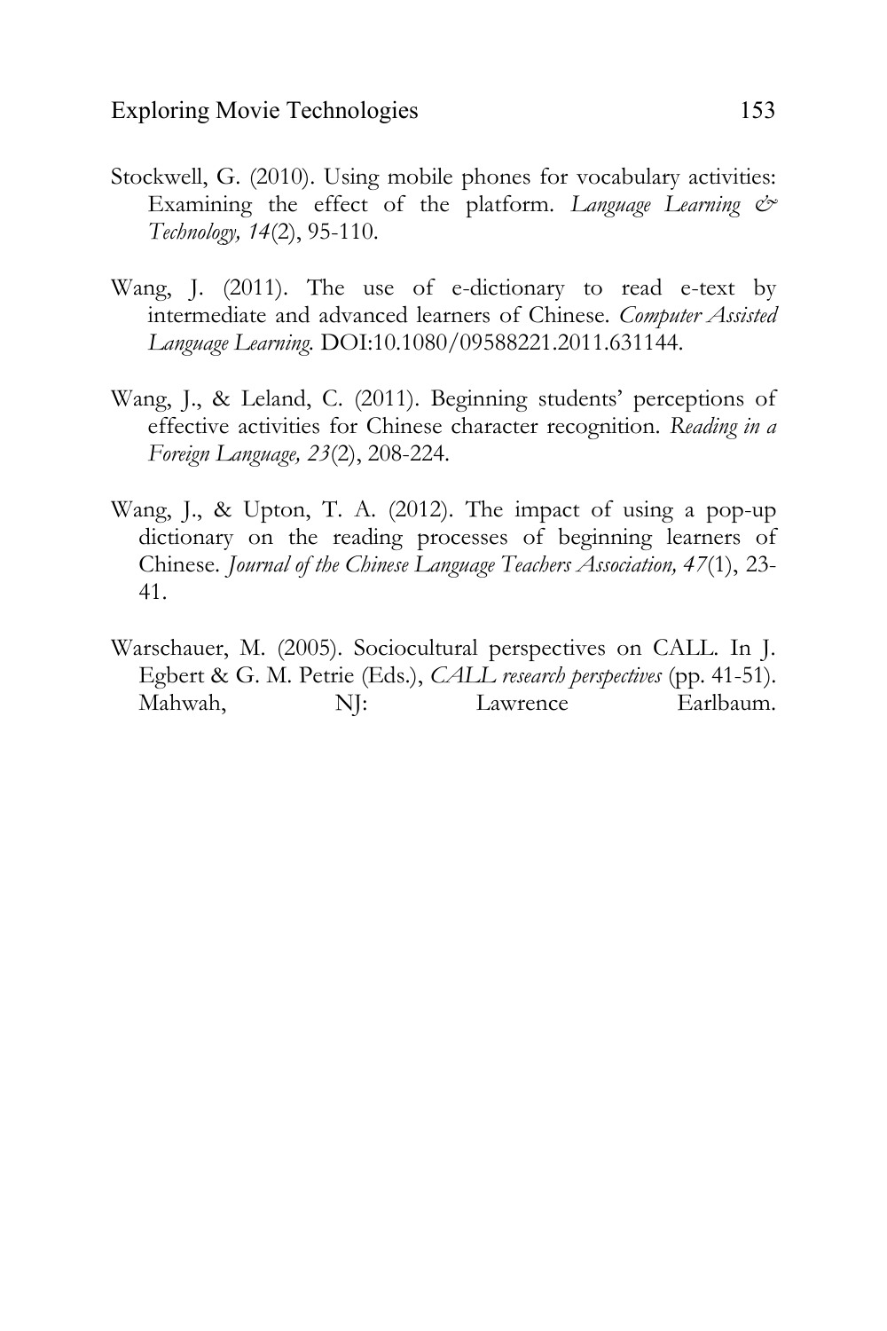Stockwell, G. (2010). Using mobile phones for vocabulary activities: Examining the effect of the platform. *Language Learning & Technology, 14*(2), 95-110.

Wang, J. (2011). The use of e-dictionary to read e-text by intermediate and advanced learners of Chinese. *Computer Assisted Language Learning*. DOI:10.1080/09588221.2011.631144.

Wang, J., & Leland, C. (2011). Beginning students' perceptions of effective activities for Chinese character recognition. *Reading in a Foreign Language, 23*(2), 208-224.

Wang, J., & Upton, T. A. (2012). The impact of using a pop-up dictionary on the reading processes of beginning learners of Chinese. *Journal of the Chinese Language Teachers Association, 47*(1), 23-41.

Warschauer, M. (2005). Sociocultural perspectives on CALL. In J. Egbert & G. M. Petrie (Eds.), *CALL research perspectives* (pp. 41-51). Mahwah, NJ: Lawrence Earlbaum.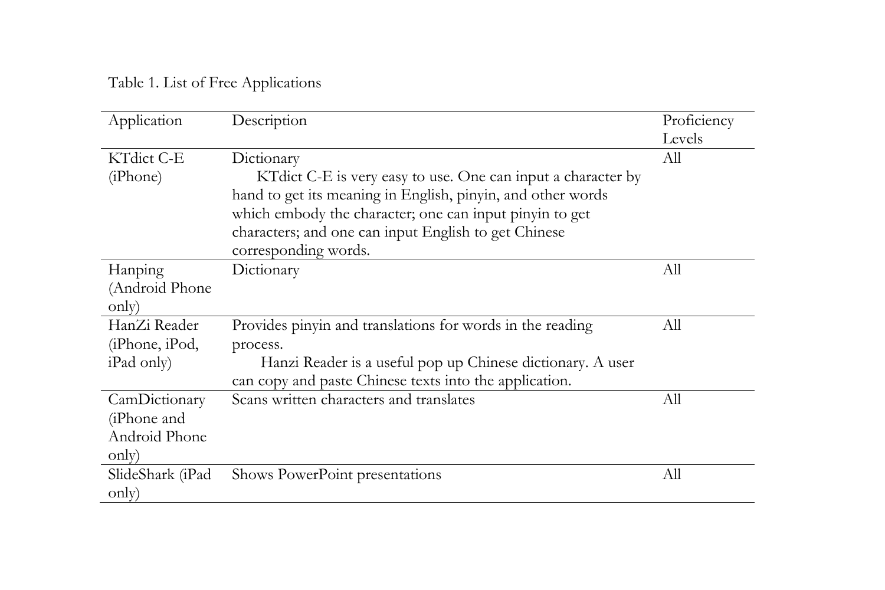Table 1. List of Free Applications

| Application | Description | Proficiency Levels |
|---|---|---|
| KTdict C-E (iPhone) | Dictionary<br>KTdict C-E is very easy to use. One can input a character by hand to get its meaning in English, pinyin, and other words which embody the character; one can input pinyin to get characters; and one can input English to get Chinese corresponding words. | All |
| Hanping (Android Phone only) | Dictionary | All |
| HanZi Reader (iPhone, iPod, iPad only) | Provides pinyin and translations for words in the reading process.<br>Hanzi Reader is a useful pop up Chinese dictionary. A user can copy and paste Chinese texts into the application. | All |
| CamDictionary (iPhone and Android Phone only) | Scans written characters and translates | All |
| SlideShark (iPad only) | Shows PowerPoint presentations | All |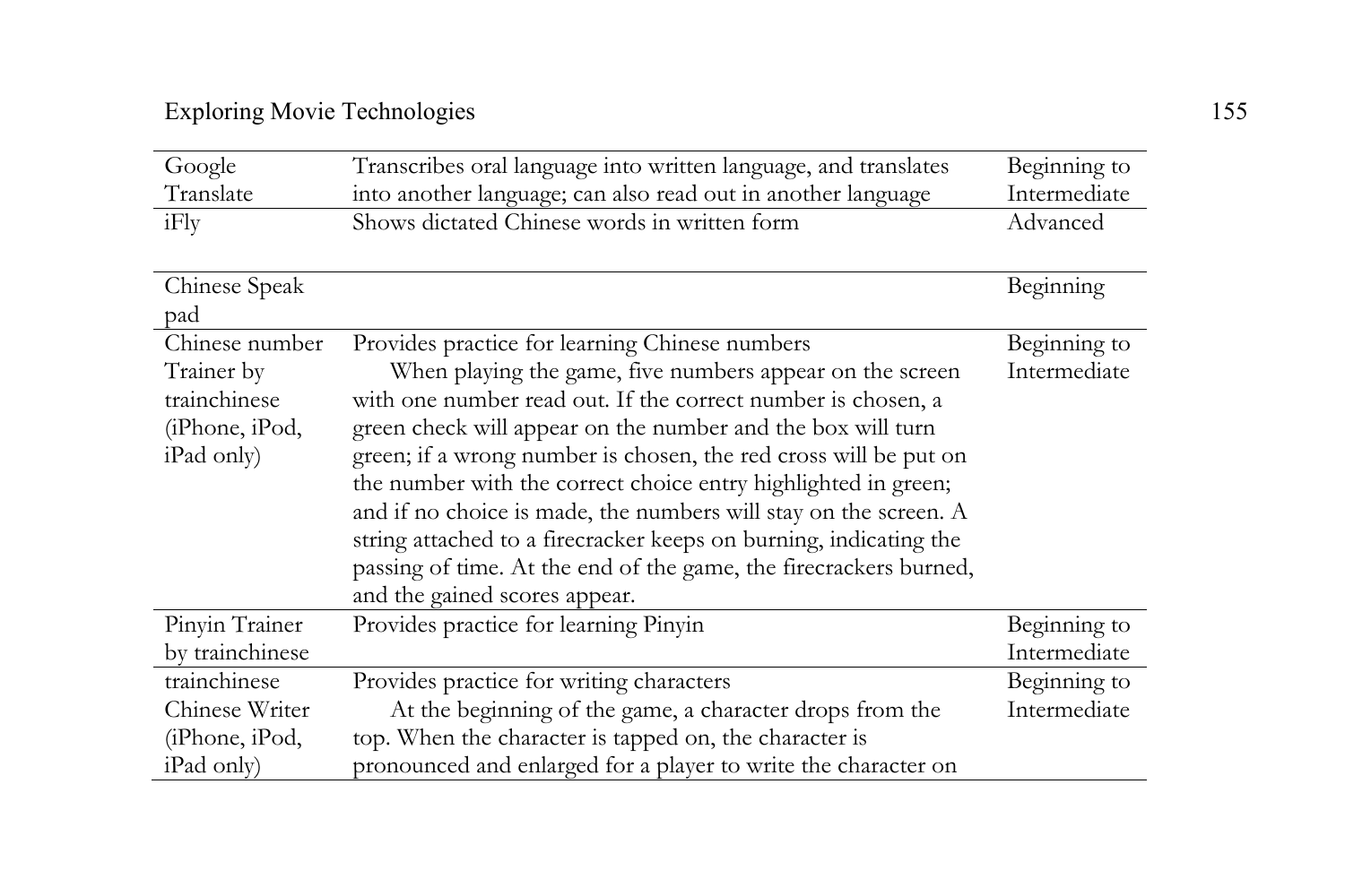| | | |
|---|---|---|
| Google Translate | Transcribes oral language into written language, and translates into another language; can also read out in another language | Beginning to Intermediate |
| iFly | Shows dictated Chinese words in written form | Advanced |
| Chinese Speak pad | | Beginning |
| Chinese number Trainer by trainchinese (iPhone, iPod, iPad only) | Provides practice for learning Chinese numbers<br>When playing the game, five numbers appear on the screen with one number read out. If the correct number is chosen, a green check will appear on the number and the box will turn green; if a wrong number is chosen, the red cross will be put on the number with the correct choice entry highlighted in green; and if no choice is made, the numbers will stay on the screen. A string attached to a firecracker keeps on burning, indicating the passing of time. At the end of the game, the firecrackers burned, and the gained scores appear. | Beginning to Intermediate |
| Pinyin Trainer by trainchinese | Provides practice for learning Pinyin | Beginning to Intermediate |
| trainchinese Chinese Writer (iPhone, iPod, iPad only) | Provides practice for writing characters<br>At the beginning of the game, a character drops from the top. When the character is tapped on, the character is pronounced and enlarged for a player to write the character on | Beginning to Intermediate |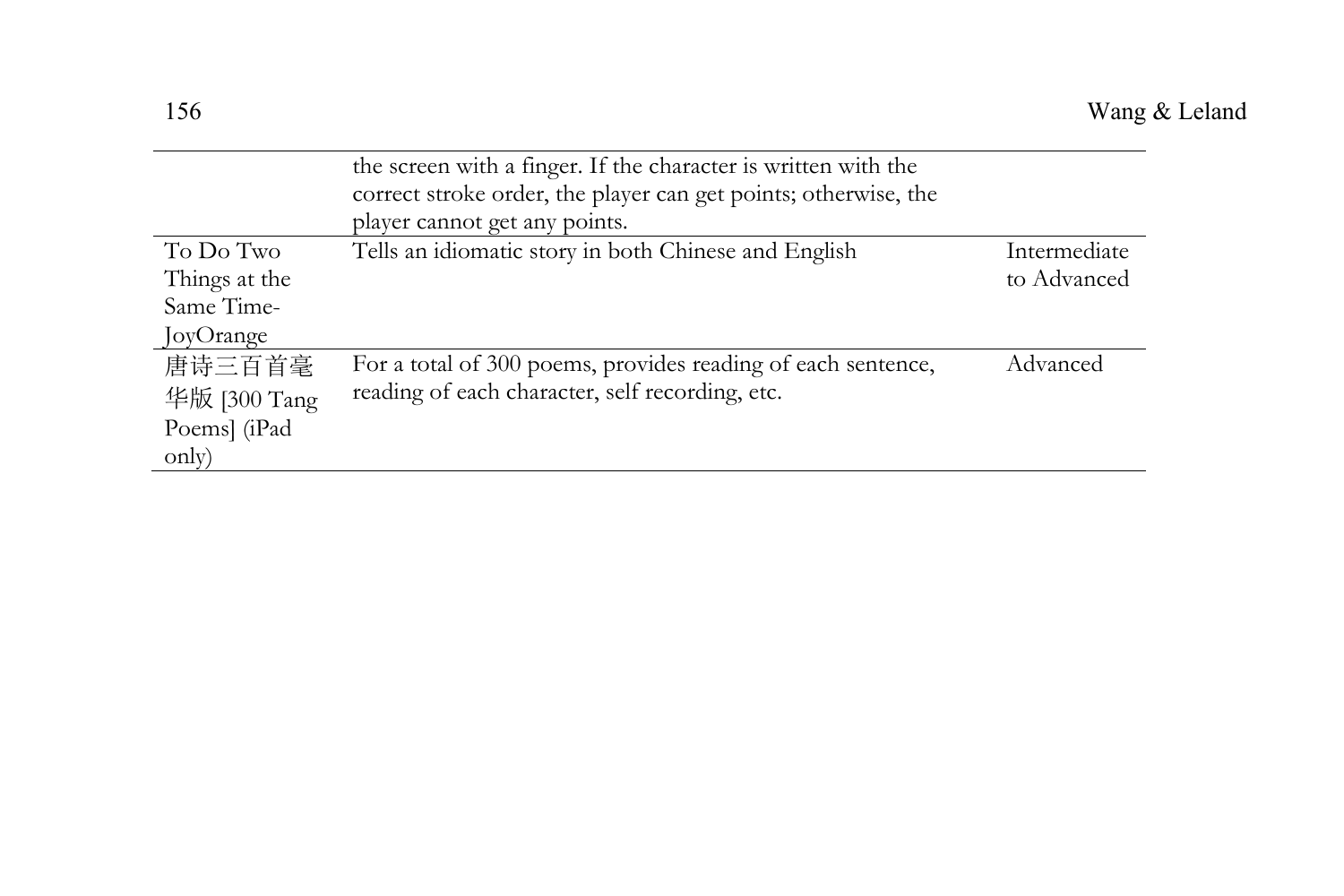| | | |
|---|---|---|
| | the screen with a finger. If the character is written with the correct stroke order, the player can get points; otherwise, the player cannot get any points. | |
| To Do Two Things at the Same Time-JoyOrange | Tells an idiomatic story in both Chinese and English | Intermediate to Advanced |
| 唐诗三百首毫华版 [300 Tang Poems] (iPad only) | For a total of 300 poems, provides reading of each sentence, reading of each character, self recording, etc. | Advanced |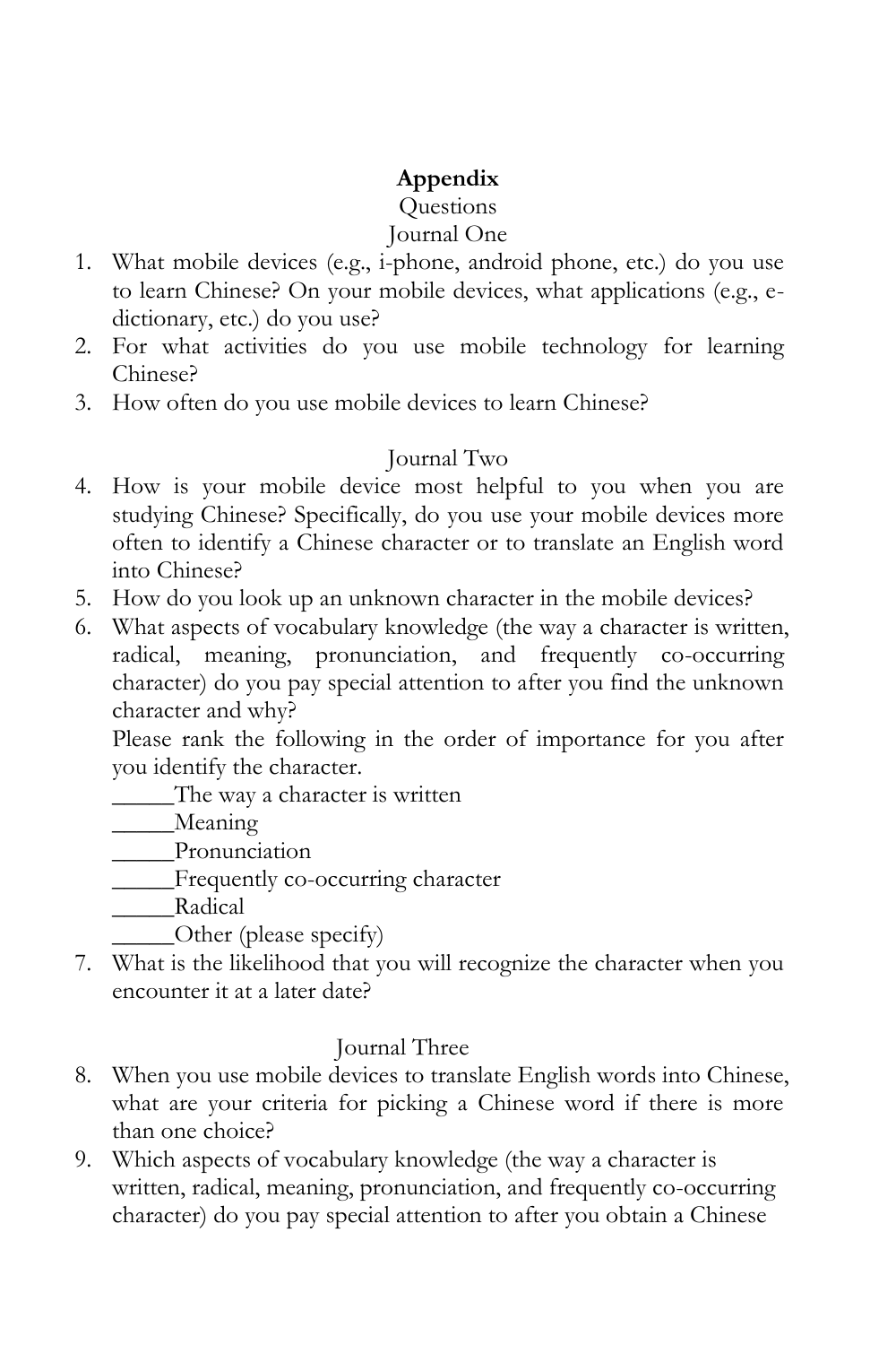# Appendix

Questions

Journal One

1. What mobile devices (e.g., i-phone, android phone, etc.) do you use to learn Chinese? On your mobile devices, what applications (e.g., e-dictionary, etc.) do you use?
2. For what activities do you use mobile technology for learning Chinese?
3. How often do you use mobile devices to learn Chinese?

Journal Two

4. How is your mobile device most helpful to you when you are studying Chinese? Specifically, do you use your mobile devices more often to identify a Chinese character or to translate an English word into Chinese?
5. How do you look up an unknown character in the mobile devices?
6. What aspects of vocabulary knowledge (the way a character is written, radical, meaning, pronunciation, and frequently co-occurring character) do you pay special attention to after you find the unknown character and why?

   Please rank the following in the order of importance for you after you identify the character.

   _____The way a character is written
   _____Meaning
   _____Pronunciation
   _____Frequently co-occurring character
   _____Radical
   _____Other (please specify)
7. What is the likelihood that you will recognize the character when you encounter it at a later date?

Journal Three

8. When you use mobile devices to translate English words into Chinese, what are your criteria for picking a Chinese word if there is more than one choice?
9. Which aspects of vocabulary knowledge (the way a character is written, radical, meaning, pronunciation, and frequently co-occurring character) do you pay special attention to after you obtain a Chinese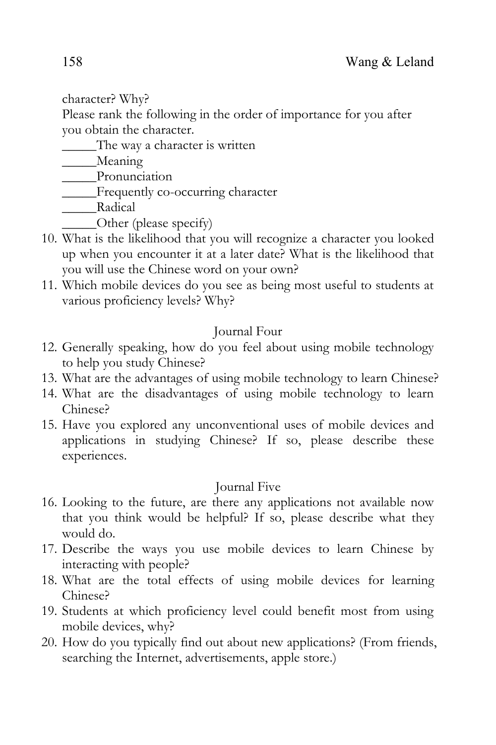character? Why?

Please rank the following in the order of importance for you after you obtain the character.

_____The way a character is written

_____Meaning

_____Pronunciation

_____Frequently co-occurring character

_____Radical

_____Other (please specify)

10. What is the likelihood that you will recognize a character you looked up when you encounter it at a later date? What is the likelihood that you will use the Chinese word on your own?
11. Which mobile devices do you see as being most useful to students at various proficiency levels? Why?

### Journal Four

12. Generally speaking, how do you feel about using mobile technology to help you study Chinese?
13. What are the advantages of using mobile technology to learn Chinese?
14. What are the disadvantages of using mobile technology to learn Chinese?
15. Have you explored any unconventional uses of mobile devices and applications in studying Chinese? If so, please describe these experiences.

### Journal Five

16. Looking to the future, are there any applications not available now that you think would be helpful? If so, please describe what they would do.
17. Describe the ways you use mobile devices to learn Chinese by interacting with people?
18. What are the total effects of using mobile devices for learning Chinese?
19. Students at which proficiency level could benefit most from using mobile devices, why?
20. How do you typically find out about new applications? (From friends, searching the Internet, advertisements, apple store.)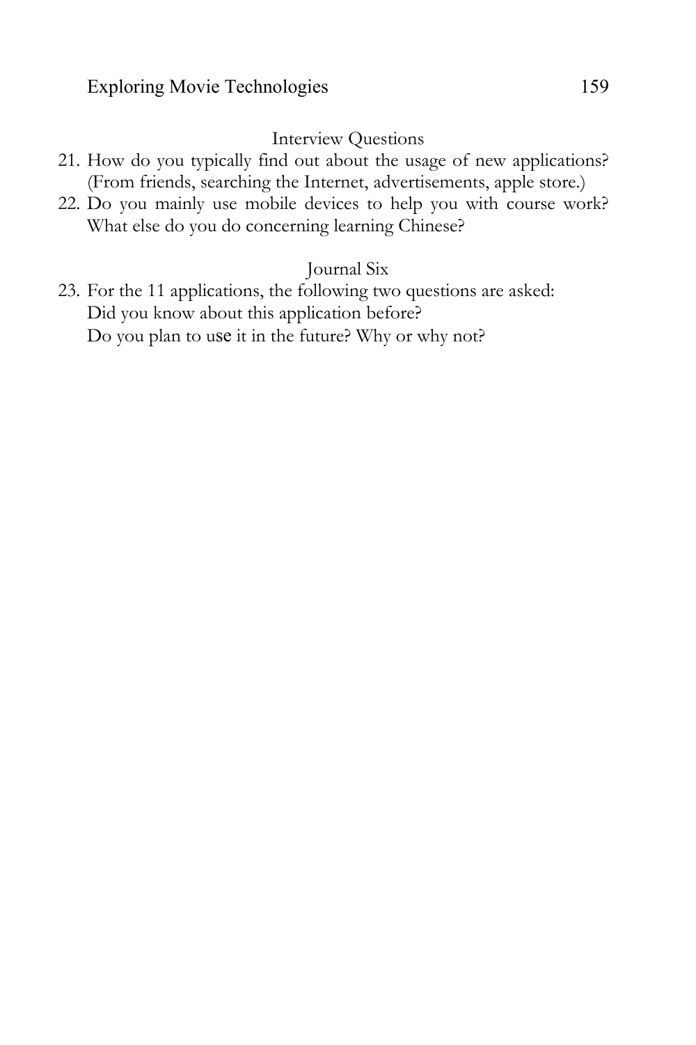Interview Questions

21. How do you typically find out about the usage of new applications? (From friends, searching the Internet, advertisements, apple store.)
22. Do you mainly use mobile devices to help you with course work? What else do you do concerning learning Chinese?

Journal Six

23. For the 11 applications, the following two questions are asked:
    Did you know about this application before?
    Do you plan to use it in the future? Why or why not?